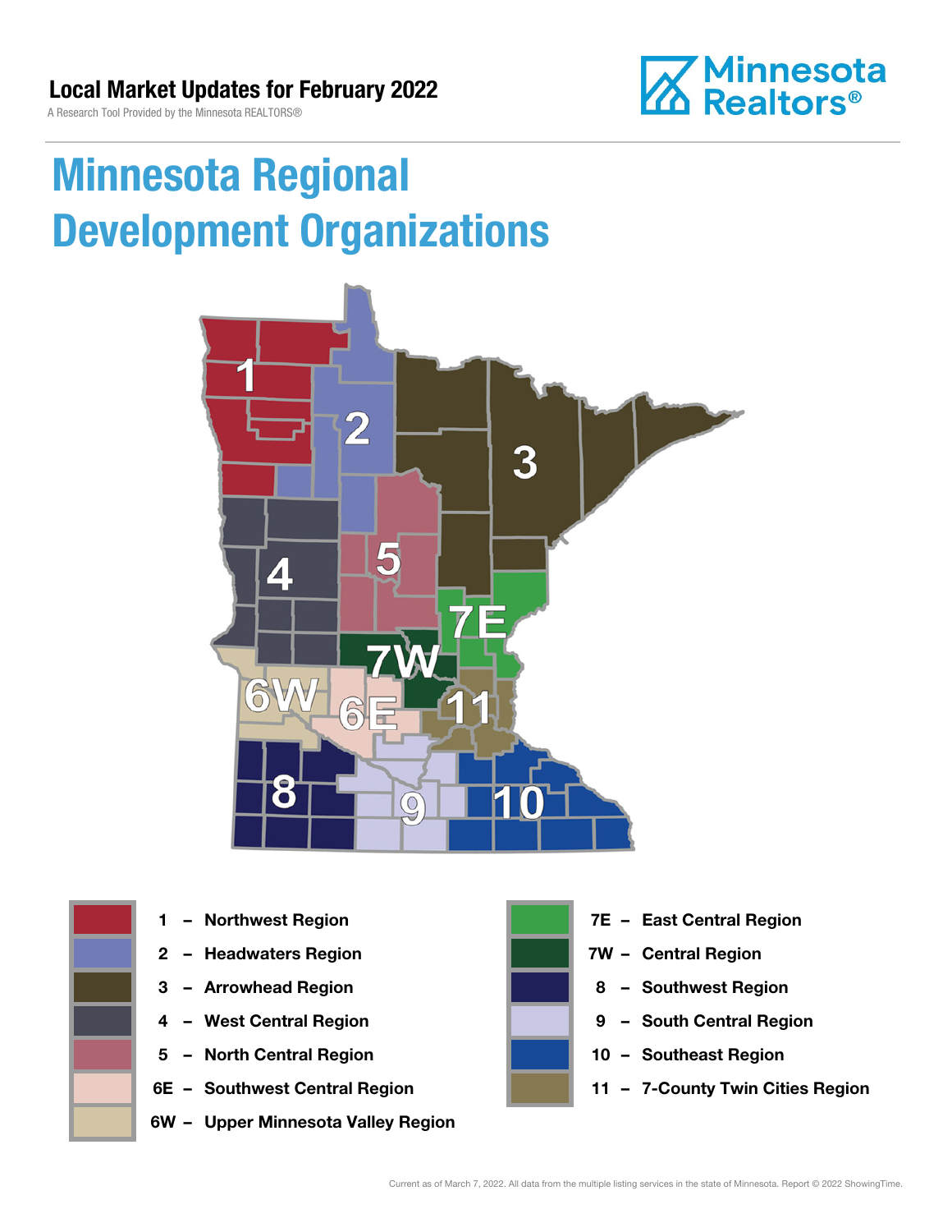**Local Market Updates for February 2022**

A Research Tool Provided by the Minnesota REALTORS®

Minnesota Realtors®

# Minnesota Regional Development Organizations

- 1 – Northwest Region
- 2 – Headwaters Region
- 3 – Arrowhead Region
- 4 – West Central Region
- 5 – North Central Region
- 6E – Southwest Central Region
- 6W – Upper Minnesota Valley Region
- 7E – East Central Region
- 7W – Central Region
- 8 – Southwest Region
- 9 – South Central Region
- 10 – Southeast Region
- 11 – 7-County Twin Cities Region

Current as of March 7, 2022. All data from the multiple listing services in the state of Minnesota. Report © 2022 ShowingTime.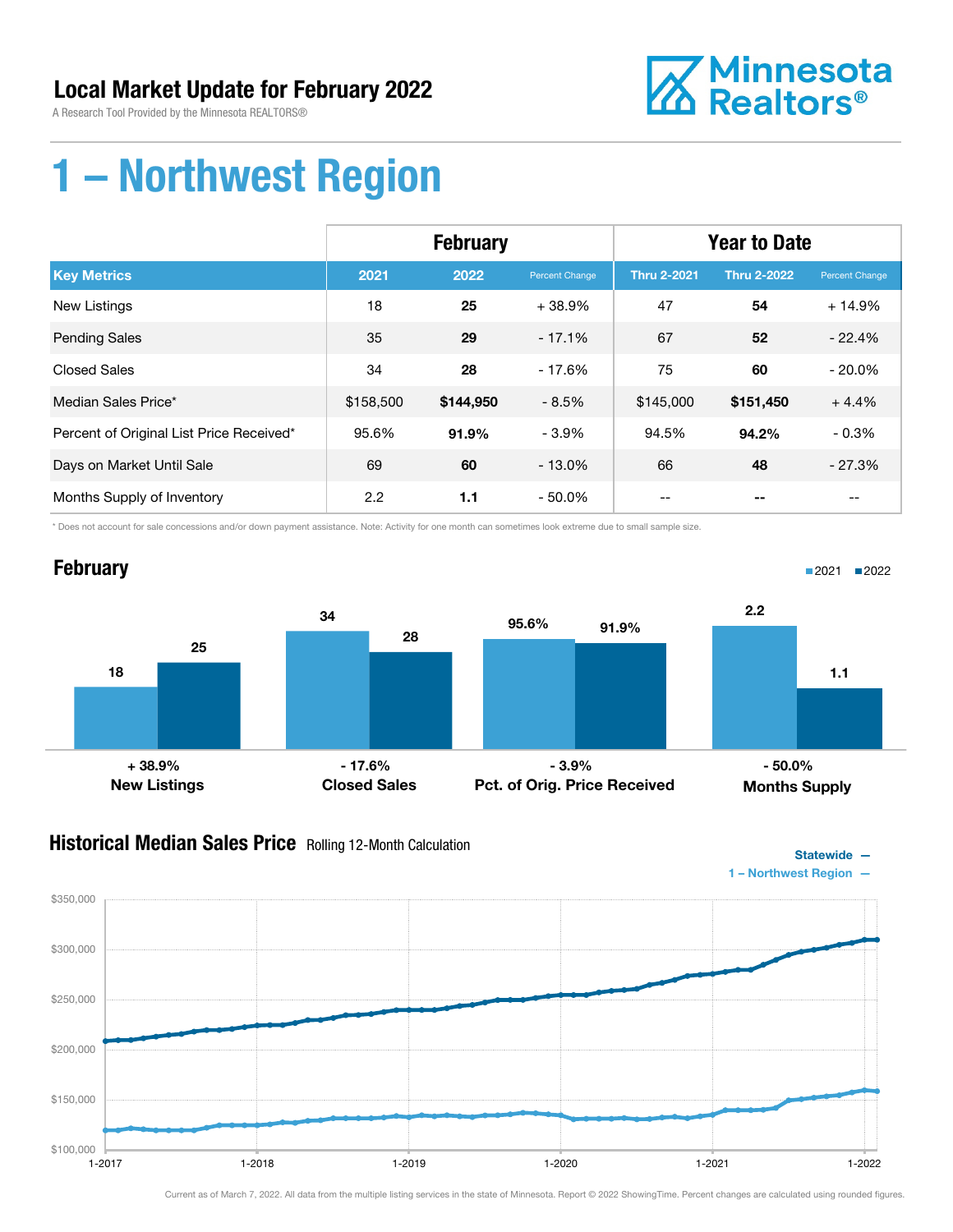# Local Market Update for February 2022

A Research Tool Provided by the Minnesota REALTORS®

# 1 – Northwest Region

| | February | | | Year to Date | | |
|---|---|---|---|---|---|---|
| **Key Metrics** | **2021** | **2022** | **Percent Change** | **Thru 2-2021** | **Thru 2-2022** | **Percent Change** |
| New Listings | 18 | **25** | + 38.9% | 47 | **54** | + 14.9% |
| Pending Sales | 35 | **29** | - 17.1% | 67 | **52** | - 22.4% |
| Closed Sales | 34 | **28** | - 17.6% | 75 | **60** | - 20.0% |
| Median Sales Price* | $158,500 | **$144,950** | - 8.5% | $145,000 | **$151,450** | + 4.4% |
| Percent of Original List Price Received* | 95.6% | **91.9%** | - 3.9% | 94.5% | **94.2%** | - 0.3% |
| Days on Market Until Sale | 69 | **60** | - 13.0% | 66 | **48** | - 27.3% |
| Months Supply of Inventory | 2.2 | **1.1** | - 50.0% | -- | **--** | -- |

\* Does not account for sale concessions and/or down payment assistance. Note: Activity for one month can sometimes look extreme due to small sample size.

## February

| | 2021 | 2022 | Change |
|---|---|---|---|
| New Listings | 18 | 25 | + 38.9% |
| Closed Sales | 34 | 28 | - 17.6% |
| Pct. of Orig. Price Received | 95.6% | 91.9% | - 3.9% |
| Months Supply | 2.2 | 1.1 | - 50.0% |

## Historical Median Sales Price
Rolling 12-Month Calculation

Statewide —
1 – Northwest Region —

Current as of March 7, 2022. All data from the multiple listing services in the state of Minnesota. Report © 2022 ShowingTime. Percent changes are calculated using rounded figures.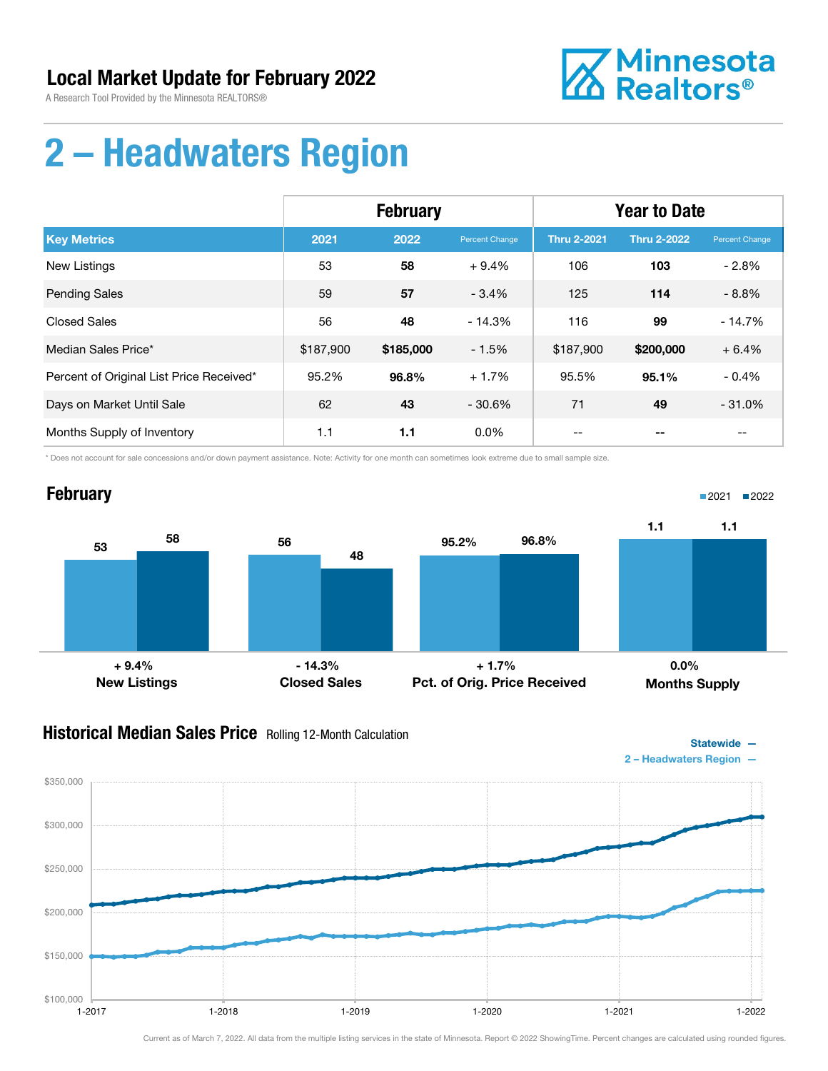# Local Market Update for February 2022

A Research Tool Provided by the Minnesota REALTORS®

Minnesota Realtors®

# 2 – Headwaters Region

| | February | | | Year to Date | | |
|---|---|---|---|---|---|---|
| **Key Metrics** | **2021** | **2022** | **Percent Change** | **Thru 2-2021** | **Thru 2-2022** | **Percent Change** |
| New Listings | 53 | **58** | + 9.4% | 106 | **103** | - 2.8% |
| Pending Sales | 59 | **57** | - 3.4% | 125 | **114** | - 8.8% |
| Closed Sales | 56 | **48** | - 14.3% | 116 | **99** | - 14.7% |
| Median Sales Price* | $187,900 | **$185,000** | - 1.5% | $187,900 | **$200,000** | + 6.4% |
| Percent of Original List Price Received* | 95.2% | **96.8%** | + 1.7% | 95.5% | **95.1%** | - 0.4% |
| Days on Market Until Sale | 62 | **43** | - 30.6% | 71 | **49** | - 31.0% |
| Months Supply of Inventory | 1.1 | **1.1** | 0.0% | -- | **--** | -- |

\* Does not account for sale concessions and/or down payment assistance. Note: Activity for one month can sometimes look extreme due to small sample size.

## February

| | 2021 | 2022 | Change |
|---|---|---|---|
| New Listings | 53 | 58 | + 9.4% |
| Closed Sales | 56 | 48 | - 14.3% |
| Pct. of Orig. Price Received | 95.2% | 96.8% | + 1.7% |
| Months Supply | 1.1 | 1.1 | 0.0% |

## Historical Median Sales Price Rolling 12-Month Calculation

Statewide —
2 – Headwaters Region —

Current as of March 7, 2022. All data from the multiple listing services in the state of Minnesota. Report © 2022 ShowingTime. Percent changes are calculated using rounded figures.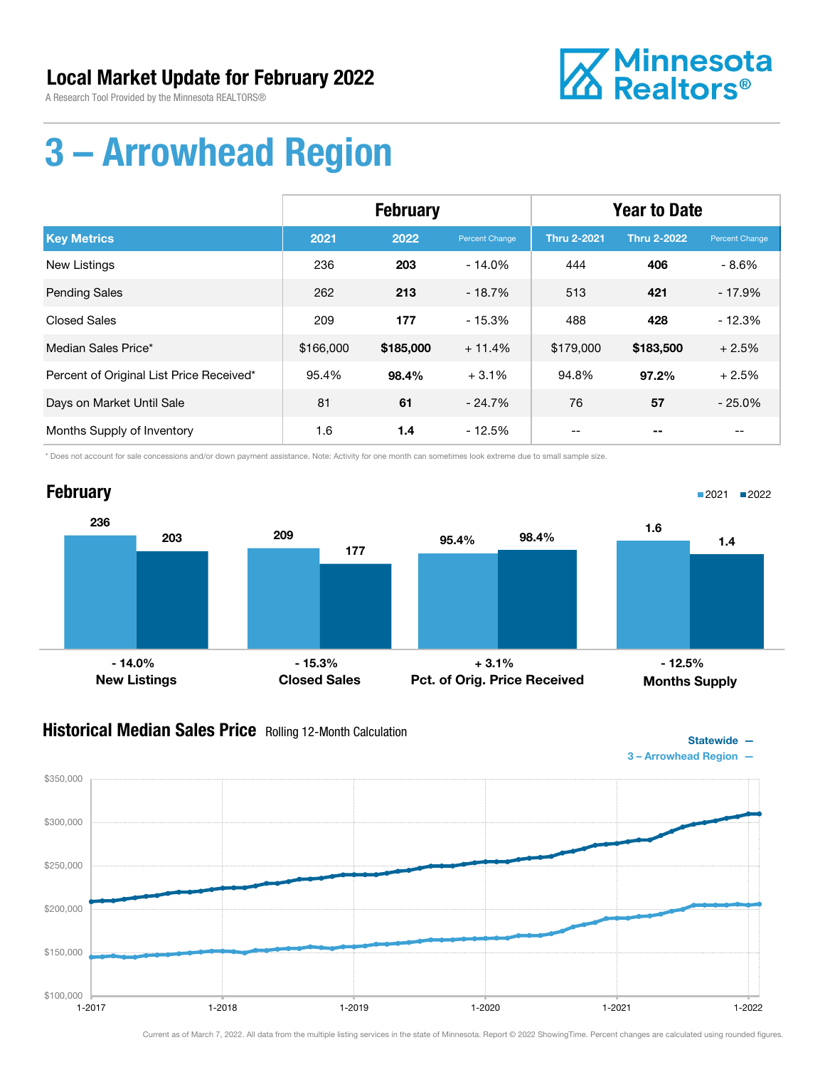# Local Market Update for February 2022

A Research Tool Provided by the Minnesota REALTORS®

# 3 – Arrowhead Region

| | February | | | Year to Date | | |
|---|---|---|---|---|---|---|
| **Key Metrics** | **2021** | **2022** | **Percent Change** | **Thru 2-2021** | **Thru 2-2022** | **Percent Change** |
| New Listings | 236 | **203** | - 14.0% | 444 | **406** | - 8.6% |
| Pending Sales | 262 | **213** | - 18.7% | 513 | **421** | - 17.9% |
| Closed Sales | 209 | **177** | - 15.3% | 488 | **428** | - 12.3% |
| Median Sales Price* | $166,000 | **$185,000** | + 11.4% | $179,000 | **$183,500** | + 2.5% |
| Percent of Original List Price Received* | 95.4% | **98.4%** | + 3.1% | 94.8% | **97.2%** | + 2.5% |
| Days on Market Until Sale | 81 | **61** | - 24.7% | 76 | **57** | - 25.0% |
| Months Supply of Inventory | 1.6 | **1.4** | - 12.5% | -- | **--** | -- |

\* Does not account for sale concessions and/or down payment assistance. Note: Activity for one month can sometimes look extreme due to small sample size.

## February

2021 ■ 2022 ■

| | 2021 | 2022 | Change |
|---|---|---|---|
| New Listings | 236 | 203 | - 14.0% |
| Closed Sales | 209 | 177 | - 15.3% |
| Pct. of Orig. Price Received | 95.4% | 98.4% | + 3.1% |
| Months Supply | 1.6 | 1.4 | - 12.5% |

## Historical Median Sales Price Rolling 12-Month Calculation

Statewide —
3 – Arrowhead Region —

Current as of March 7, 2022. All data from the multiple listing services in the state of Minnesota. Report © 2022 ShowingTime. Percent changes are calculated using rounded figures.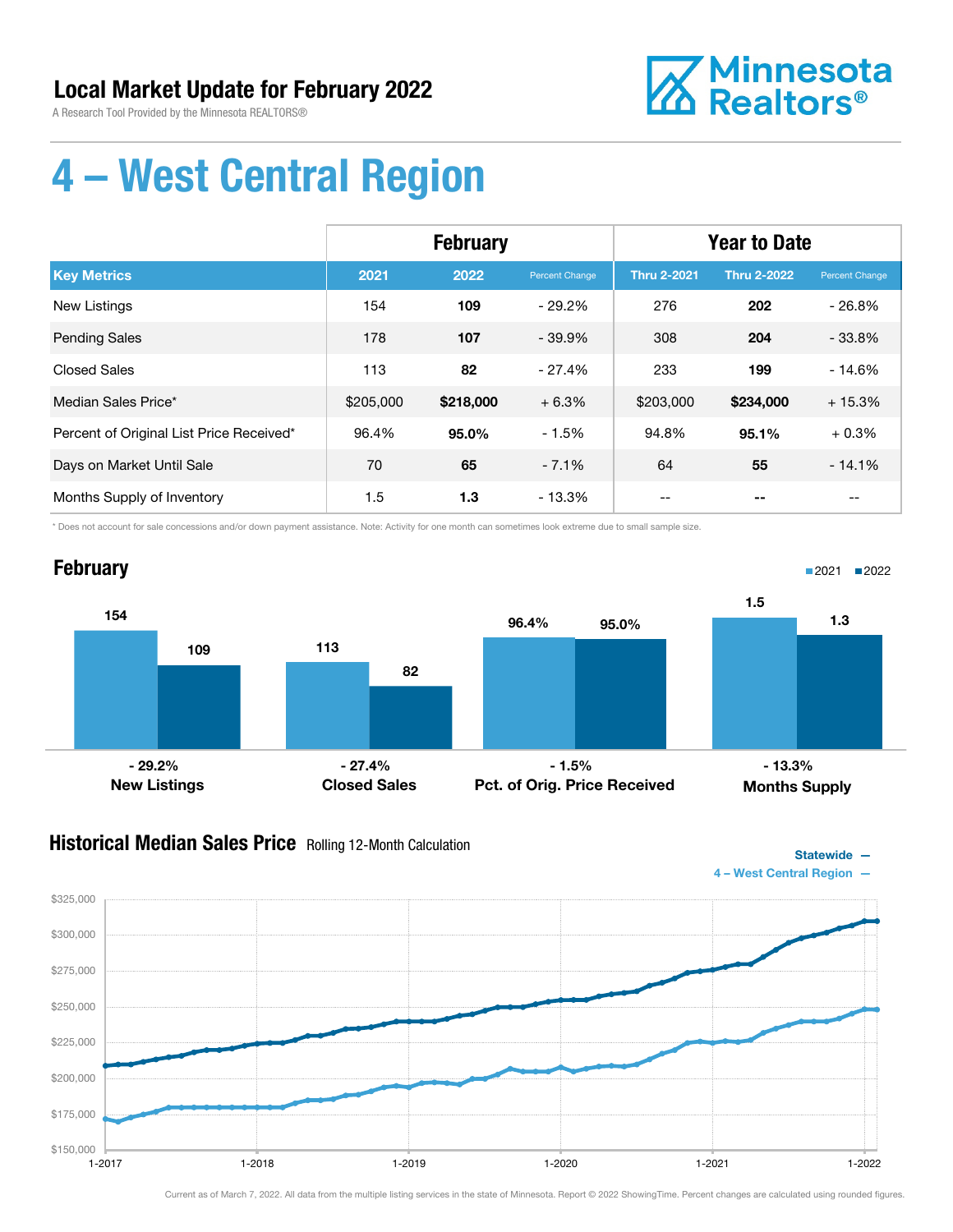## Local Market Update for February 2022

A Research Tool Provided by the Minnesota REALTORS®

Minnesota Realtors®

# 4 – West Central Region

| | February | | | Year to Date | | |
|---|---|---|---|---|---|---|
| **Key Metrics** | **2021** | **2022** | **Percent Change** | **Thru 2-2021** | **Thru 2-2022** | **Percent Change** |
| New Listings | 154 | **109** | - 29.2% | 276 | **202** | - 26.8% |
| Pending Sales | 178 | **107** | - 39.9% | 308 | **204** | - 33.8% |
| Closed Sales | 113 | **82** | - 27.4% | 233 | **199** | - 14.6% |
| Median Sales Price* | $205,000 | **$218,000** | + 6.3% | $203,000 | **$234,000** | + 15.3% |
| Percent of Original List Price Received* | 96.4% | **95.0%** | - 1.5% | 94.8% | **95.1%** | + 0.3% |
| Days on Market Until Sale | 70 | **65** | - 7.1% | 64 | **55** | - 14.1% |
| Months Supply of Inventory | 1.5 | **1.3** | - 13.3% | -- | **--** | -- |

\* Does not account for sale concessions and/or down payment assistance. Note: Activity for one month can sometimes look extreme due to small sample size.

## February

■2021 ■2022

| | 2021 | 2022 | Change |
|---|---|---|---|
| New Listings | 154 | 109 | - 29.2% |
| Closed Sales | 113 | 82 | - 27.4% |
| Pct. of Orig. Price Received | 96.4% | 95.0% | - 1.5% |
| Months Supply | 1.5 | 1.3 | - 13.3% |

## Historical Median Sales Price Rolling 12-Month Calculation

Statewide —
4 – West Central Region —

Current as of March 7, 2022. All data from the multiple listing services in the state of Minnesota. Report © 2022 ShowingTime. Percent changes are calculated using rounded figures.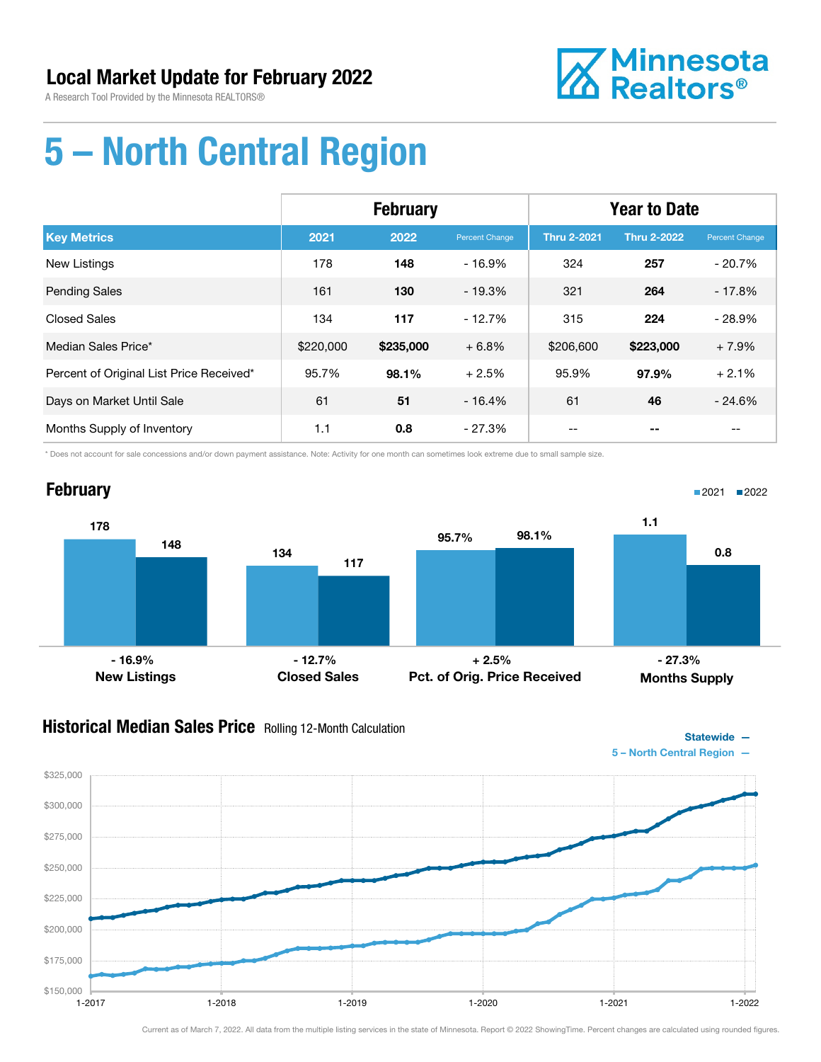# Local Market Update for February 2022

A Research Tool Provided by the Minnesota REALTORS®

Minnesota Realtors®

# 5 – North Central Region

| | February | | | Year to Date | | |
|---|---|---|---|---|---|---|
| **Key Metrics** | **2021** | **2022** | **Percent Change** | **Thru 2-2021** | **Thru 2-2022** | **Percent Change** |
| New Listings | 178 | **148** | - 16.9% | 324 | **257** | - 20.7% |
| Pending Sales | 161 | **130** | - 19.3% | 321 | **264** | - 17.8% |
| Closed Sales | 134 | **117** | - 12.7% | 315 | **224** | - 28.9% |
| Median Sales Price* | $220,000 | **$235,000** | + 6.8% | $206,600 | **$223,000** | + 7.9% |
| Percent of Original List Price Received* | 95.7% | **98.1%** | + 2.5% | 95.9% | **97.9%** | + 2.1% |
| Days on Market Until Sale | 61 | **51** | - 16.4% | 61 | **46** | - 24.6% |
| Months Supply of Inventory | 1.1 | **0.8** | - 27.3% | -- | **--** | -- |

\* Does not account for sale concessions and/or down payment assistance. Note: Activity for one month can sometimes look extreme due to small sample size.

## February

| | 2021 | 2022 | Change |
|---|---|---|---|
| New Listings | 178 | 148 | - 16.9% |
| Closed Sales | 134 | 117 | - 12.7% |
| Pct. of Orig. Price Received | 95.7% | 98.1% | + 2.5% |
| Months Supply | 1.1 | 0.8 | - 27.3% |

## Historical Median Sales Price Rolling 12-Month Calculation

Statewide —
5 – North Central Region —

Current as of March 7, 2022. All data from the multiple listing services in the state of Minnesota. Report © 2022 ShowingTime. Percent changes are calculated using rounded figures.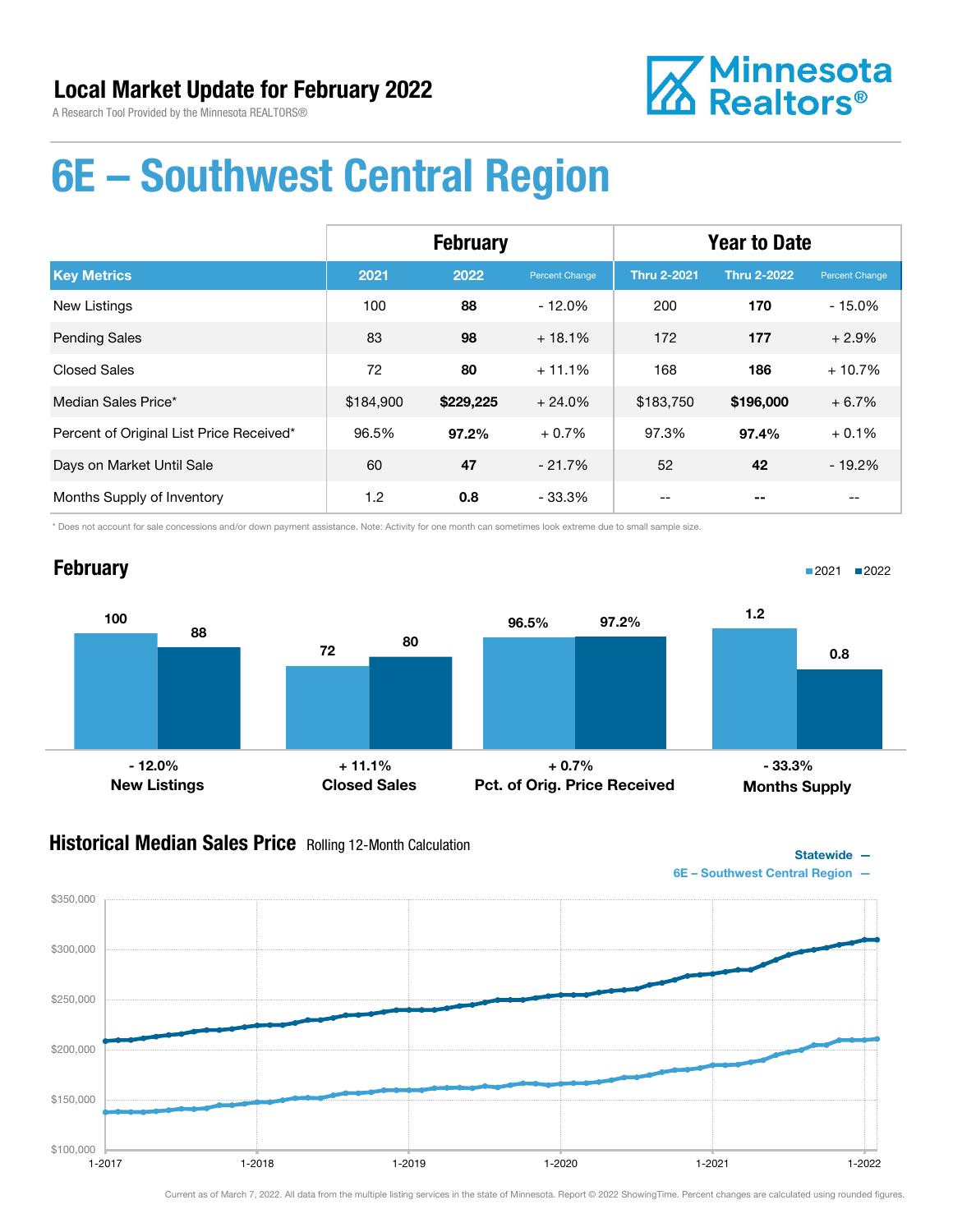# Local Market Update for February 2022

A Research Tool Provided by the Minnesota REALTORS®

Minnesota Realtors®

# 6E – Southwest Central Region

| | February | | | Year to Date | | |
|---|---|---|---|---|---|---|
| **Key Metrics** | **2021** | **2022** | **Percent Change** | **Thru 2-2021** | **Thru 2-2022** | **Percent Change** |
| New Listings | 100 | **88** | - 12.0% | 200 | **170** | - 15.0% |
| Pending Sales | 83 | **98** | + 18.1% | 172 | **177** | + 2.9% |
| Closed Sales | 72 | **80** | + 11.1% | 168 | **186** | + 10.7% |
| Median Sales Price* | $184,900 | **$229,225** | + 24.0% | $183,750 | **$196,000** | + 6.7% |
| Percent of Original List Price Received* | 96.5% | **97.2%** | + 0.7% | 97.3% | **97.4%** | + 0.1% |
| Days on Market Until Sale | 60 | **47** | - 21.7% | 52 | **42** | - 19.2% |
| Months Supply of Inventory | 1.2 | **0.8** | - 33.3% | -- | **--** | -- |

\* Does not account for sale concessions and/or down payment assistance. Note: Activity for one month can sometimes look extreme due to small sample size.

## February

■ 2021 ■ 2022

| | 2021 | 2022 | Change |
|---|---|---|---|
| **New Listings** | 100 | 88 | - 12.0% |
| **Closed Sales** | 72 | 80 | + 11.1% |
| **Pct. of Orig. Price Received** | 96.5% | 97.2% | + 0.7% |
| **Months Supply** | 1.2 | 0.8 | - 33.3% |

## Historical Median Sales Price

Rolling 12-Month Calculation

Statewide —
6E – Southwest Central Region —

Current as of March 7, 2022. All data from the multiple listing services in the state of Minnesota. Report © 2022 ShowingTime. Percent changes are calculated using rounded figures.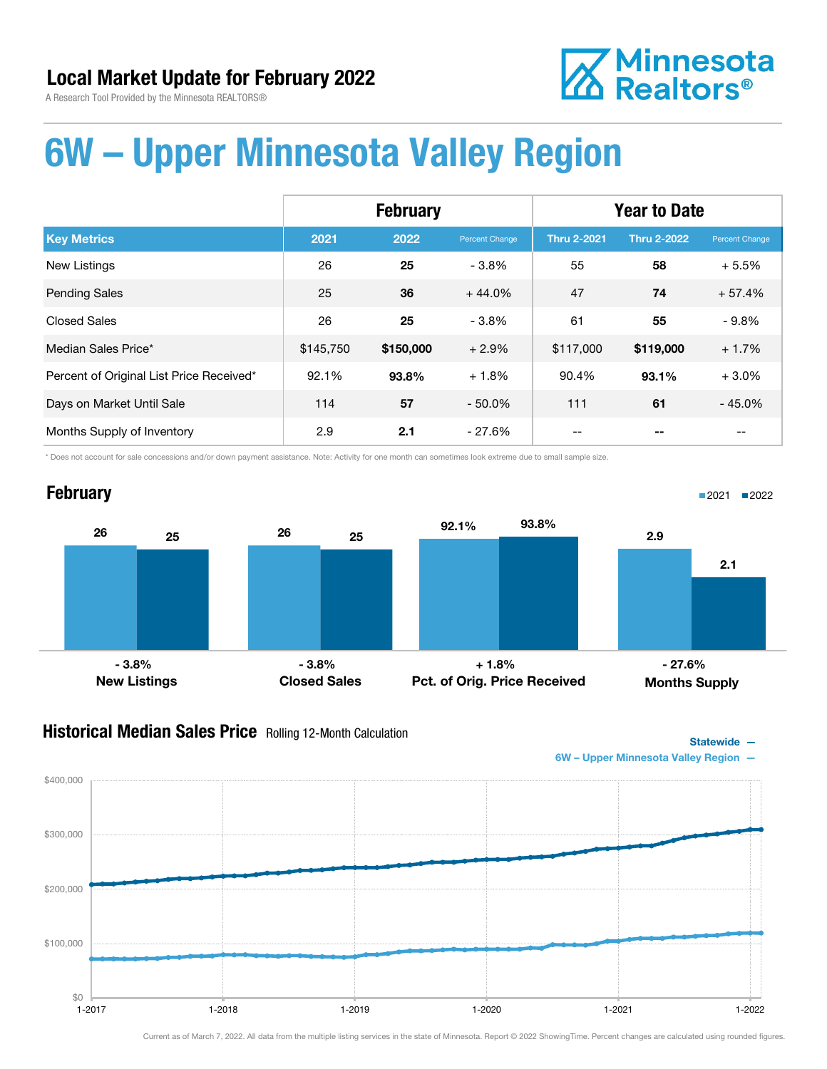# Local Market Update for February 2022

A Research Tool Provided by the Minnesota REALTORS®

Minnesota Realtors®

# 6W – Upper Minnesota Valley Region

| | February | | | Year to Date | | |
|---|---|---|---|---|---|---|
| **Key Metrics** | **2021** | **2022** | **Percent Change** | **Thru 2-2021** | **Thru 2-2022** | **Percent Change** |
| New Listings | 26 | **25** | - 3.8% | 55 | **58** | + 5.5% |
| Pending Sales | 25 | **36** | + 44.0% | 47 | **74** | + 57.4% |
| Closed Sales | 26 | **25** | - 3.8% | 61 | **55** | - 9.8% |
| Median Sales Price* | $145,750 | **$150,000** | + 2.9% | $117,000 | **$119,000** | + 1.7% |
| Percent of Original List Price Received* | 92.1% | **93.8%** | + 1.8% | 90.4% | **93.1%** | + 3.0% |
| Days on Market Until Sale | 114 | **57** | - 50.0% | 111 | **61** | - 45.0% |
| Months Supply of Inventory | 2.9 | **2.1** | - 27.6% | -- | **--** | -- |

\* Does not account for sale concessions and/or down payment assistance. Note: Activity for one month can sometimes look extreme due to small sample size.

## February

| | 2021 | 2022 | Change |
|---|---|---|---|
| New Listings | 26 | 25 | - 3.8% |
| Closed Sales | 26 | 25 | - 3.8% |
| Pct. of Orig. Price Received | 92.1% | 93.8% | + 1.8% |
| Months Supply | 2.9 | 2.1 | - 27.6% |

## Historical Median Sales Price Rolling 12-Month Calculation

Statewide —
6W – Upper Minnesota Valley Region —

Current as of March 7, 2022. All data from the multiple listing services in the state of Minnesota. Report © 2022 ShowingTime. Percent changes are calculated using rounded figures.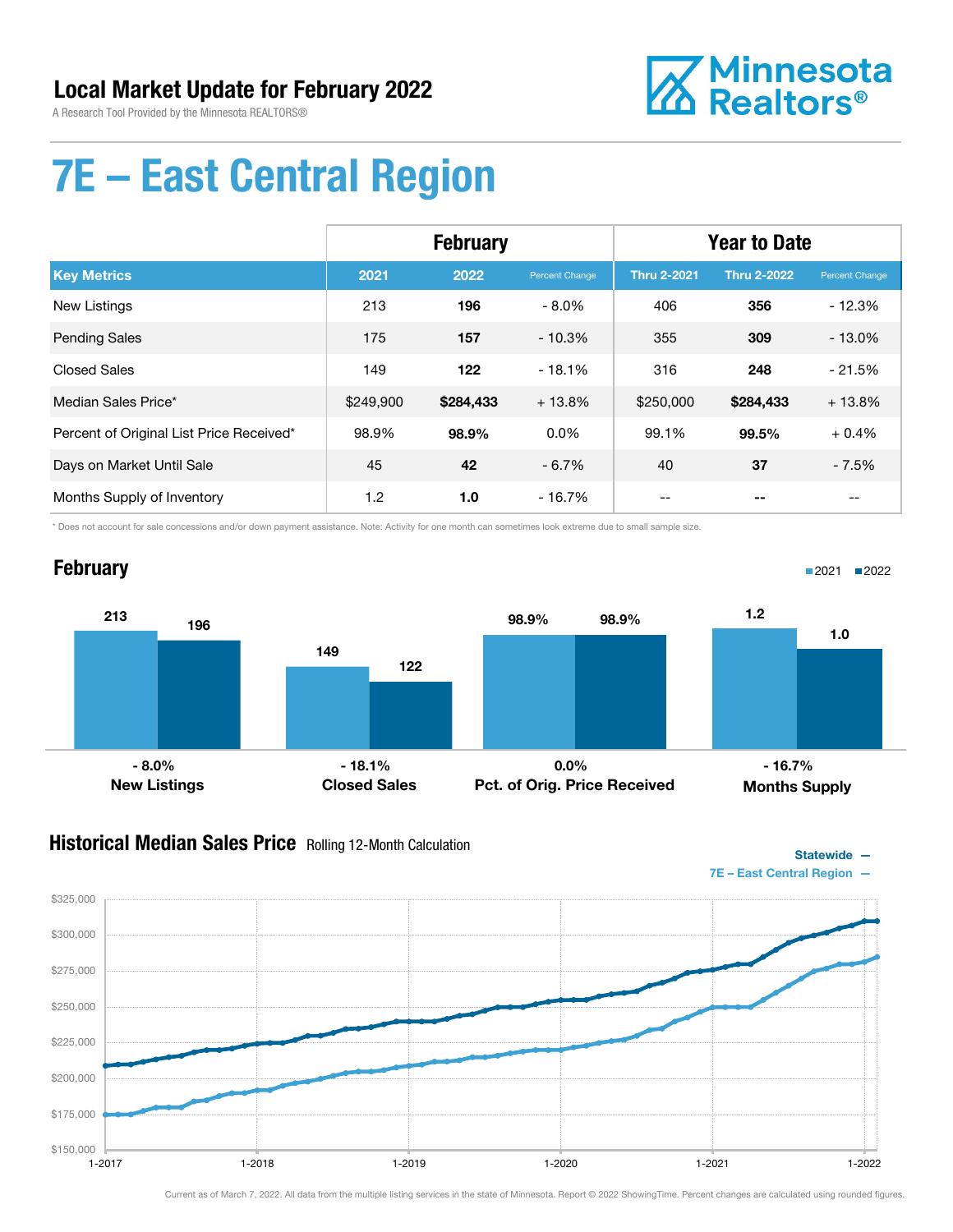# Local Market Update for February 2022

A Research Tool Provided by the Minnesota REALTORS®

Minnesota Realtors®

# 7E – East Central Region

| | February | | | Year to Date | | |
|---|---|---|---|---|---|---|
| **Key Metrics** | **2021** | **2022** | Percent Change | **Thru 2-2021** | **Thru 2-2022** | Percent Change |
| New Listings | 213 | **196** | - 8.0% | 406 | **356** | - 12.3% |
| Pending Sales | 175 | **157** | - 10.3% | 355 | **309** | - 13.0% |
| Closed Sales | 149 | **122** | - 18.1% | 316 | **248** | - 21.5% |
| Median Sales Price* | $249,900 | **$284,433** | + 13.8% | $250,000 | **$284,433** | + 13.8% |
| Percent of Original List Price Received* | 98.9% | **98.9%** | 0.0% | 99.1% | **99.5%** | + 0.4% |
| Days on Market Until Sale | 45 | **42** | - 6.7% | 40 | **37** | - 7.5% |
| Months Supply of Inventory | 1.2 | **1.0** | - 16.7% | -- | **--** | -- |

\* Does not account for sale concessions and/or down payment assistance. Note: Activity for one month can sometimes look extreme due to small sample size.

## February

2021 ■ 2022 ■

| | 2021 | 2022 | Change |
|---|---|---|---|
| New Listings | 213 | 196 | - 8.0% |
| Closed Sales | 149 | 122 | - 18.1% |
| Pct. of Orig. Price Received | 98.9% | 98.9% | 0.0% |
| Months Supply | 1.2 | 1.0 | - 16.7% |

## Historical Median Sales Price

Rolling 12-Month Calculation

Statewide —
7E – East Central Region —

Current as of March 7, 2022. All data from the multiple listing services in the state of Minnesota. Report © 2022 ShowingTime. Percent changes are calculated using rounded figures.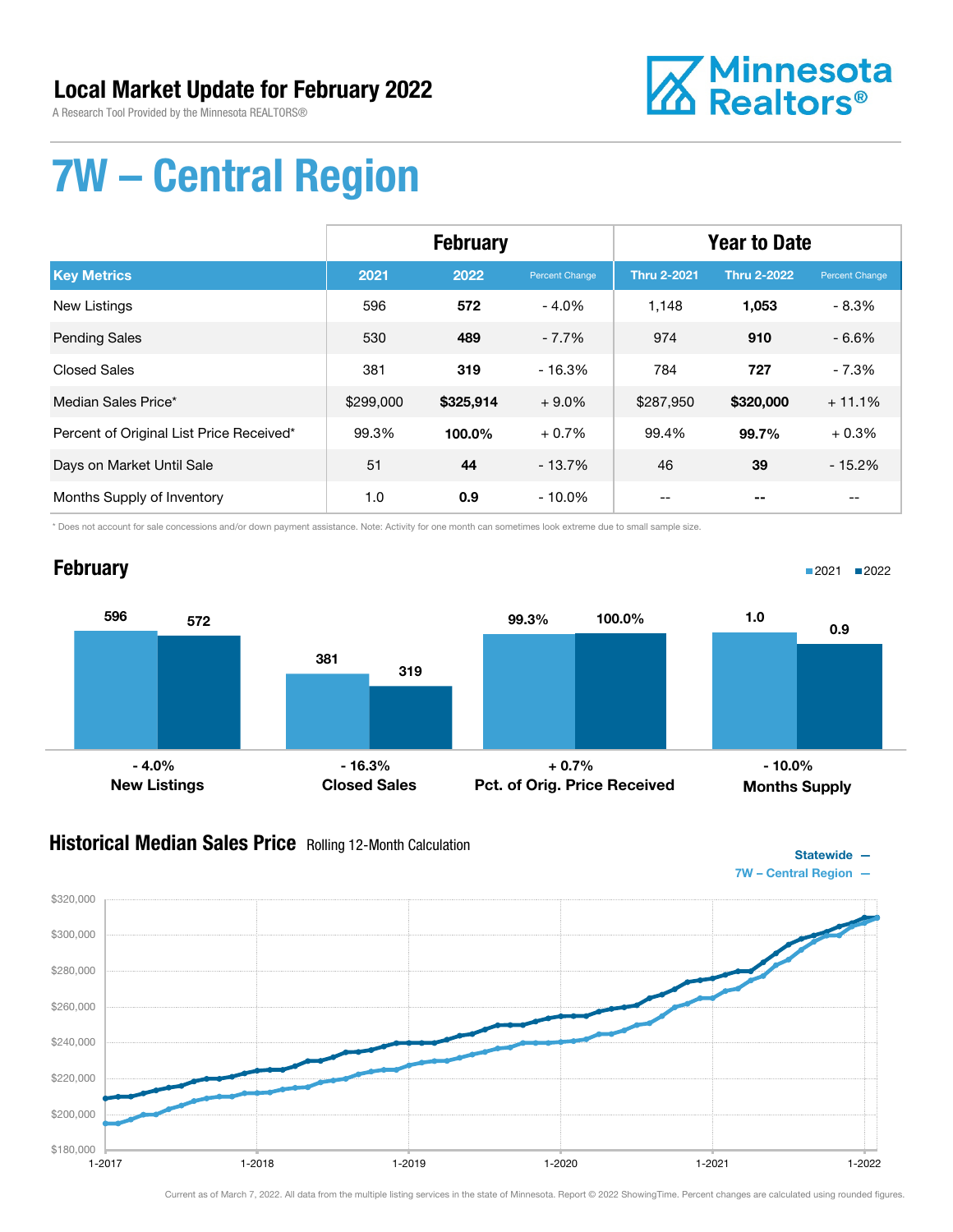# Local Market Update for February 2022

A Research Tool Provided by the Minnesota REALTORS®

Minnesota Realtors®

# 7W – Central Region

| | February | | | Year to Date | | |
|---|---|---|---|---|---|---|
| **Key Metrics** | **2021** | **2022** | **Percent Change** | **Thru 2-2021** | **Thru 2-2022** | **Percent Change** |
| New Listings | 596 | **572** | - 4.0% | 1,148 | **1,053** | - 8.3% |
| Pending Sales | 530 | **489** | - 7.7% | 974 | **910** | - 6.6% |
| Closed Sales | 381 | **319** | - 16.3% | 784 | **727** | - 7.3% |
| Median Sales Price* | $299,000 | **$325,914** | + 9.0% | $287,950 | **$320,000** | + 11.1% |
| Percent of Original List Price Received* | 99.3% | **100.0%** | + 0.7% | 99.4% | **99.7%** | + 0.3% |
| Days on Market Until Sale | 51 | **44** | - 13.7% | 46 | **39** | - 15.2% |
| Months Supply of Inventory | 1.0 | **0.9** | - 10.0% | -- | **--** | -- |

\* Does not account for sale concessions and/or down payment assistance. Note: Activity for one month can sometimes look extreme due to small sample size.

## February

■2021 ■2022

| | 2021 | 2022 | Change |
|---|---|---|---|
| New Listings | 596 | 572 | - 4.0% |
| Closed Sales | 381 | 319 | - 16.3% |
| Pct. of Orig. Price Received | 99.3% | 100.0% | + 0.7% |
| Months Supply | 1.0 | 0.9 | - 10.0% |

## Historical Median Sales Price Rolling 12-Month Calculation

Statewide —
7W – Central Region —

Current as of March 7, 2022. All data from the multiple listing services in the state of Minnesota. Report © 2022 ShowingTime. Percent changes are calculated using rounded figures.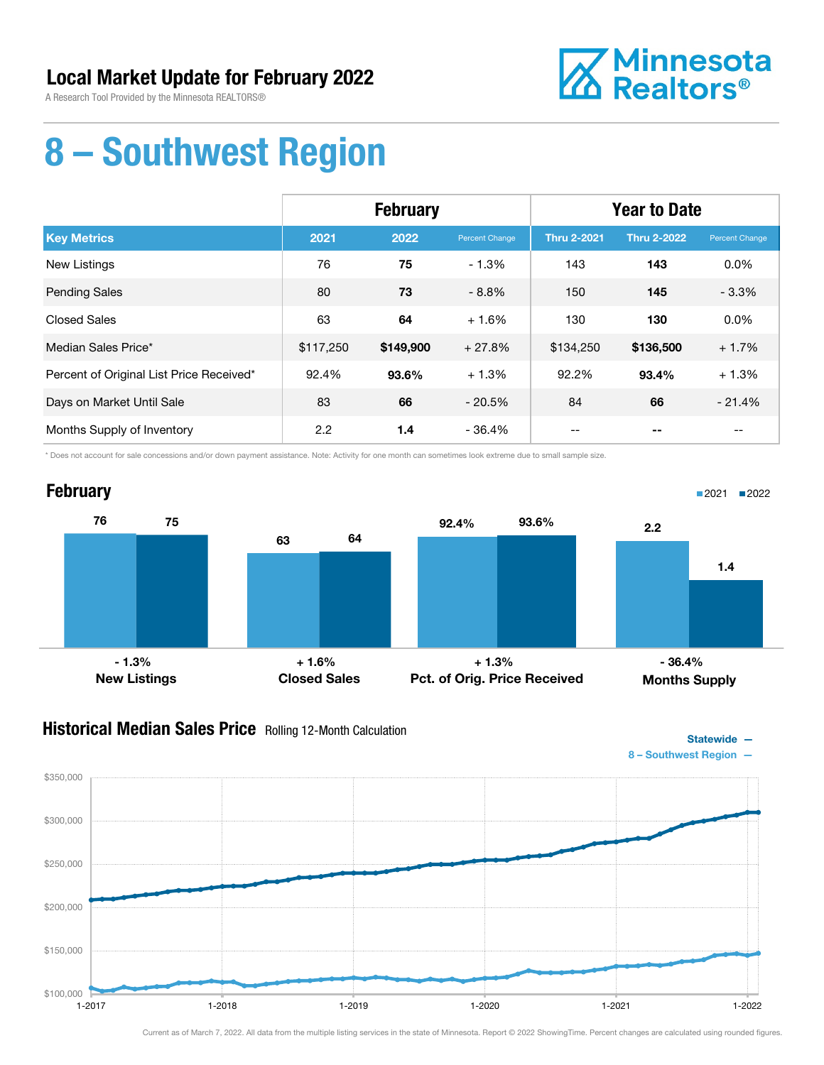# Local Market Update for February 2022

A Research Tool Provided by the Minnesota REALTORS®

# 8 – Southwest Region

| | February | | | Year to Date | | |
|---|---|---|---|---|---|---|
| **Key Metrics** | **2021** | **2022** | **Percent Change** | **Thru 2-2021** | **Thru 2-2022** | **Percent Change** |
| New Listings | 76 | **75** | - 1.3% | 143 | **143** | 0.0% |
| Pending Sales | 80 | **73** | - 8.8% | 150 | **145** | - 3.3% |
| Closed Sales | 63 | **64** | + 1.6% | 130 | **130** | 0.0% |
| Median Sales Price* | $117,250 | **$149,900** | + 27.8% | $134,250 | **$136,500** | + 1.7% |
| Percent of Original List Price Received* | 92.4% | **93.6%** | + 1.3% | 92.2% | **93.4%** | + 1.3% |
| Days on Market Until Sale | 83 | **66** | - 20.5% | 84 | **66** | - 21.4% |
| Months Supply of Inventory | 2.2 | **1.4** | - 36.4% | -- | **--** | -- |

\* Does not account for sale concessions and/or down payment assistance. Note: Activity for one month can sometimes look extreme due to small sample size.

## February

■2021 ■2022

| | 2021 | 2022 | Change |
|---|---|---|---|
| New Listings | 76 | 75 | - 1.3% |
| Closed Sales | 63 | 64 | + 1.6% |
| Pct. of Orig. Price Received | 92.4% | 93.6% | + 1.3% |
| Months Supply | 2.2 | 1.4 | - 36.4% |

## Historical Median Sales Price Rolling 12-Month Calculation

Statewide —
8 – Southwest Region —

Current as of March 7, 2022. All data from the multiple listing services in the state of Minnesota. Report © 2022 ShowingTime. Percent changes are calculated using rounded figures.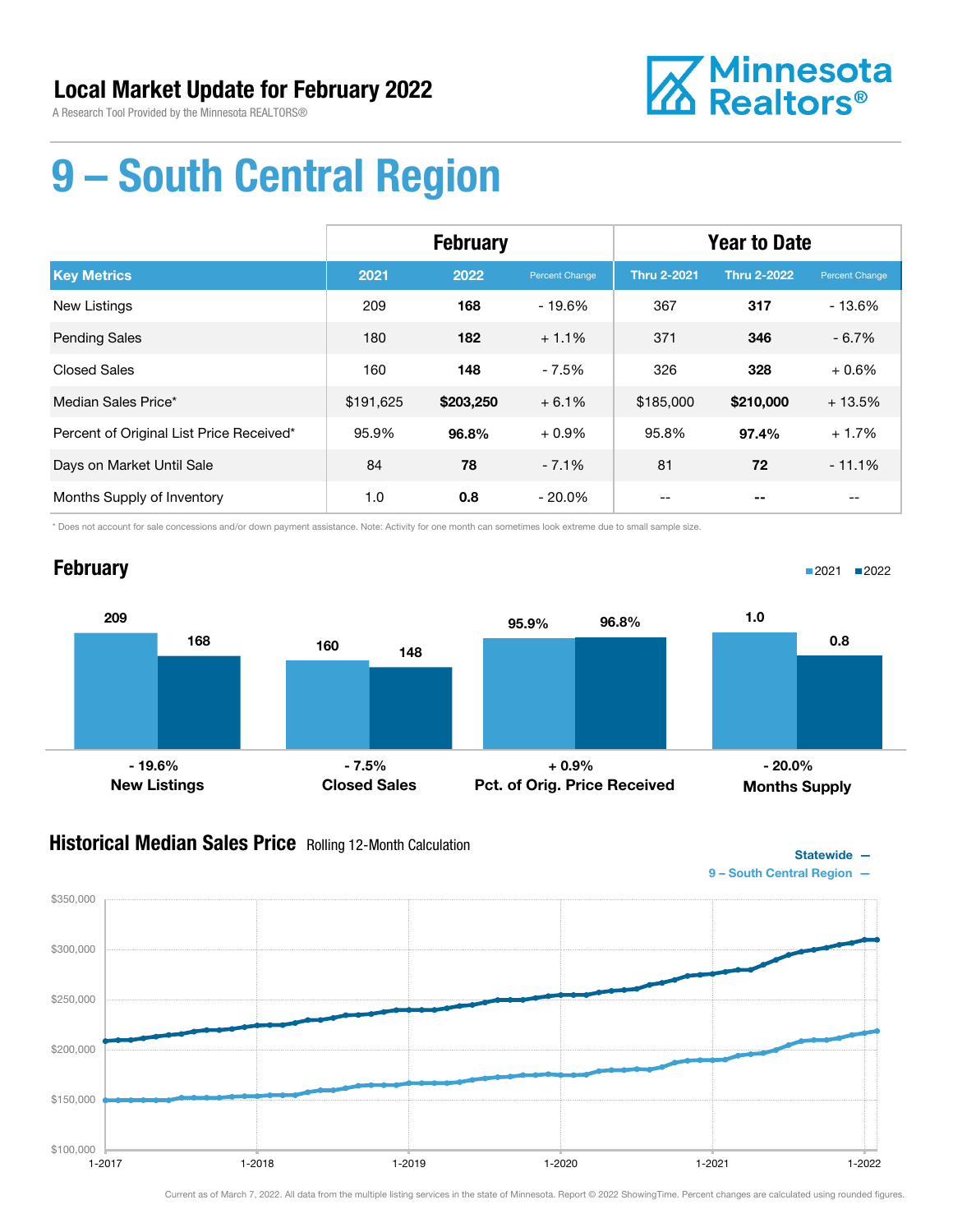# Local Market Update for February 2022

A Research Tool Provided by the Minnesota REALTORS®

Minnesota Realtors®

# 9 – South Central Region

| | February | | | Year to Date | | |
|---|---|---|---|---|---|---|
| **Key Metrics** | **2021** | **2022** | **Percent Change** | **Thru 2-2021** | **Thru 2-2022** | **Percent Change** |
| New Listings | 209 | **168** | - 19.6% | 367 | **317** | - 13.6% |
| Pending Sales | 180 | **182** | + 1.1% | 371 | **346** | - 6.7% |
| Closed Sales | 160 | **148** | - 7.5% | 326 | **328** | + 0.6% |
| Median Sales Price* | $191,625 | **$203,250** | + 6.1% | $185,000 | **$210,000** | + 13.5% |
| Percent of Original List Price Received* | 95.9% | **96.8%** | + 0.9% | 95.8% | **97.4%** | + 1.7% |
| Days on Market Until Sale | 84 | **78** | - 7.1% | 81 | **72** | - 11.1% |
| Months Supply of Inventory | 1.0 | **0.8** | - 20.0% | -- | **--** | -- |

* Does not account for sale concessions and/or down payment assistance. Note: Activity for one month can sometimes look extreme due to small sample size.

## February

2021 ■ 2022 ■

| | 2021 | 2022 | Change |
|---|---|---|---|
| New Listings | 209 | 168 | - 19.6% |
| Closed Sales | 160 | 148 | - 7.5% |
| Pct. of Orig. Price Received | 95.9% | 96.8% | + 0.9% |
| Months Supply | 1.0 | 0.8 | - 20.0% |

## Historical Median Sales Price Rolling 12-Month Calculation

Statewide —
9 – South Central Region —

$350,000 · $300,000 · $250,000 · $200,000 · $150,000 · $100,000

1-2017 · 1-2018 · 1-2019 · 1-2020 · 1-2021 · 1-2022

Current as of March 7, 2022. All data from the multiple listing services in the state of Minnesota. Report © 2022 ShowingTime. Percent changes are calculated using rounded figures.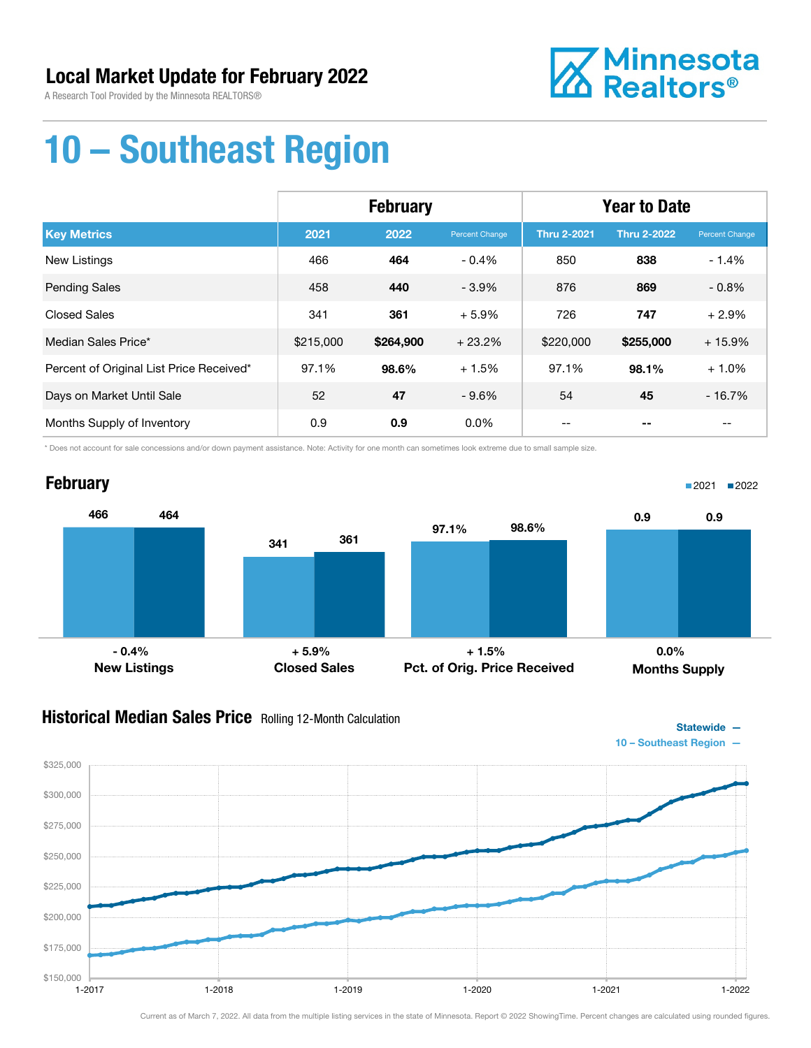# Local Market Update for February 2022

A Research Tool Provided by the Minnesota REALTORS®

Minnesota Realtors®

# 10 – Southeast Region

| | February | | | Year to Date | | |
|---|---|---|---|---|---|---|
| **Key Metrics** | **2021** | **2022** | **Percent Change** | **Thru 2-2021** | **Thru 2-2022** | **Percent Change** |
| New Listings | 466 | **464** | - 0.4% | 850 | **838** | - 1.4% |
| Pending Sales | 458 | **440** | - 3.9% | 876 | **869** | - 0.8% |
| Closed Sales | 341 | **361** | + 5.9% | 726 | **747** | + 2.9% |
| Median Sales Price* | $215,000 | **$264,900** | + 23.2% | $220,000 | **$255,000** | + 15.9% |
| Percent of Original List Price Received* | 97.1% | **98.6%** | + 1.5% | 97.1% | **98.1%** | + 1.0% |
| Days on Market Until Sale | 52 | **47** | - 9.6% | 54 | **45** | - 16.7% |
| Months Supply of Inventory | 0.9 | **0.9** | 0.0% | -- | **--** | -- |

\* Does not account for sale concessions and/or down payment assistance. Note: Activity for one month can sometimes look extreme due to small sample size.

## February

| | 2021 | 2022 | Change |
|---|---|---|---|
| New Listings | 466 | 464 | - 0.4% |
| Closed Sales | 341 | 361 | + 5.9% |
| Pct. of Orig. Price Received | 97.1% | 98.6% | + 1.5% |
| Months Supply | 0.9 | 0.9 | 0.0% |

## Historical Median Sales Price Rolling 12-Month Calculation

Statewide —
10 – Southeast Region —

Current as of March 7, 2022. All data from the multiple listing services in the state of Minnesota. Report © 2022 ShowingTime. Percent changes are calculated using rounded figures.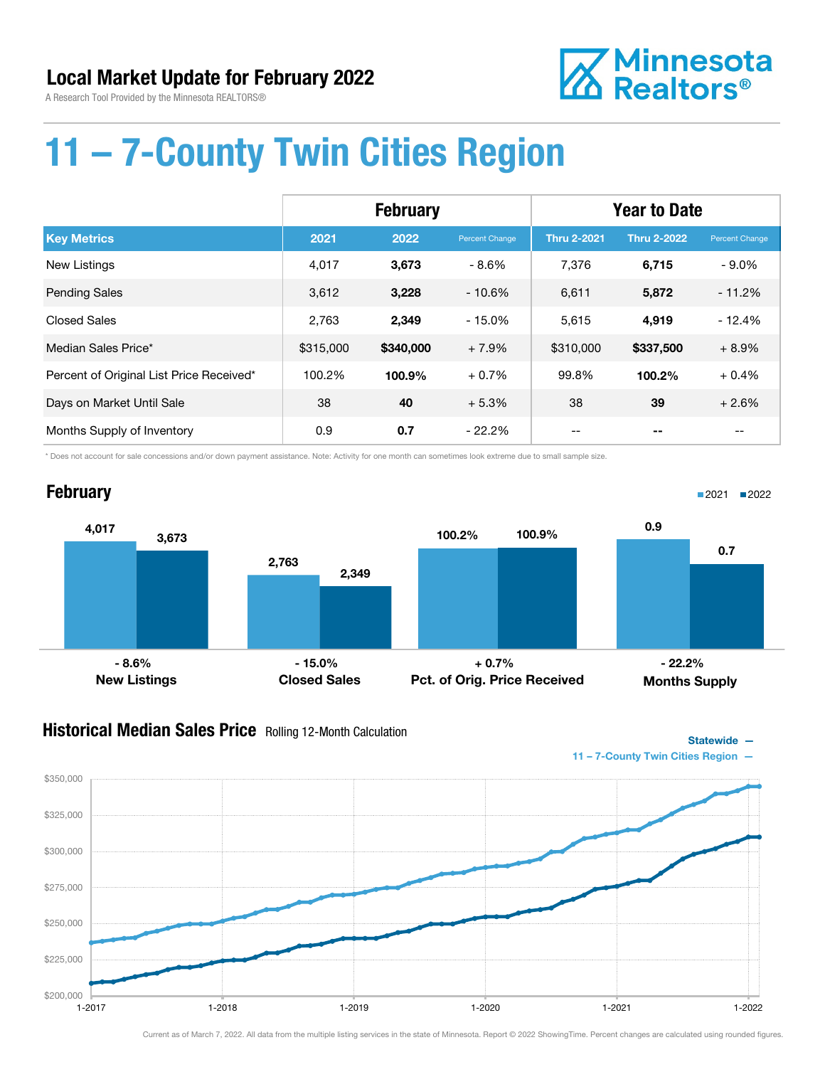# Local Market Update for February 2022

A Research Tool Provided by the Minnesota REALTORS®

Minnesota Realtors®

# 11 – 7-County Twin Cities Region

| | February | | | Year to Date | | |
|---|---|---|---|---|---|---|
| **Key Metrics** | **2021** | **2022** | **Percent Change** | **Thru 2-2021** | **Thru 2-2022** | **Percent Change** |
| New Listings | 4,017 | **3,673** | - 8.6% | 7,376 | **6,715** | - 9.0% |
| Pending Sales | 3,612 | **3,228** | - 10.6% | 6,611 | **5,872** | - 11.2% |
| Closed Sales | 2,763 | **2,349** | - 15.0% | 5,615 | **4,919** | - 12.4% |
| Median Sales Price* | $315,000 | **$340,000** | + 7.9% | $310,000 | **$337,500** | + 8.9% |
| Percent of Original List Price Received* | 100.2% | **100.9%** | + 0.7% | 99.8% | **100.2%** | + 0.4% |
| Days on Market Until Sale | 38 | **40** | + 5.3% | 38 | **39** | + 2.6% |
| Months Supply of Inventory | 0.9 | **0.7** | - 22.2% | -- | **--** | -- |

\* Does not account for sale concessions and/or down payment assistance. Note: Activity for one month can sometimes look extreme due to small sample size.

## February

2021 2022

4,017 3,673
- 8.6%
**New Listings**

2,763 2,349
- 15.0%
**Closed Sales**

100.2% 100.9%
+ 0.7%
**Pct. of Orig. Price Received**

0.9 0.7
- 22.2%
**Months Supply**

## Historical Median Sales Price Rolling 12-Month Calculation

Statewide —
11 – 7-County Twin Cities Region —

$350,000
$325,000
$300,000
$275,000
$250,000
$225,000
$200,000

1-2017 1-2018 1-2019 1-2020 1-2021 1-2022

Current as of March 7, 2022. All data from the multiple listing services in the state of Minnesota. Report © 2022 ShowingTime. Percent changes are calculated using rounded figures.